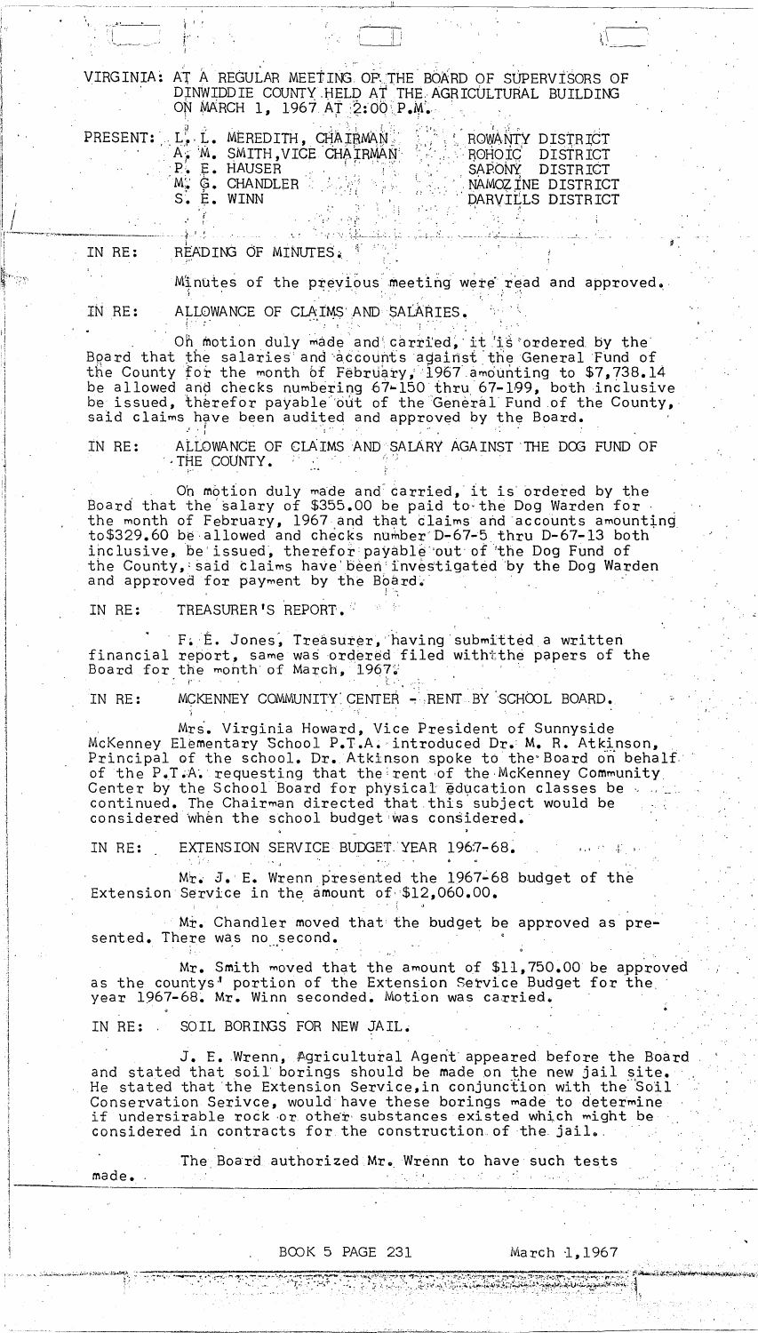VIRGINIA: AT A REGULAR MEETING OF THE BOARD OF SUPERVISORS OF DINWIDDIE COUNTY HELD AT THE AGRICULTURAL BUILDING ON MARCH 1, 1967 AT 2:00 P.M.

| PRESENT: | L. L. MEREDITH, CHAIRMAN | ROWANTY DISTRICT |
|---|---|---|
| | A. M. SMITH, VICE CHAIRMAN | ROHOIC DISTRICT |
| | P. E. HAUSER | SAPONY DISTRICT |
| | M. G. CHANDLER | NAMOZINE DISTRICT |
| | S. E. WINN | DARVILLS DISTRICT |

IN RE: READING OF MINUTES.

Minutes of the previous meeting were read and approved.

IN RE: ALLOWANCE OF CLAIMS AND SALARIES.

On motion duly made and carried, it is ordered by the Board that the salaries and accounts against the General Fund of the County for the month of February, 1967 amounting to $7,738.14 be allowed and checks numbering 67-150 thru 67-199, both inclusive be issued, therefor payable out of the General Fund of the County, said claims have been audited and approved by the Board.

IN RE: ALLOWANCE OF CLAIMS AND SALARY AGAINST THE DOG FUND OF THE COUNTY.

On motion duly made and carried, it is ordered by the Board that the salary of $355.00 be paid to the Dog Warden for the month of February, 1967 and that claims and accounts amounting to$329.60 be allowed and checks number D-67-5 thru D-67-13 both inclusive, be issued, therefor payable out of the Dog Fund of the County, said claims have been investigated by the Dog Warden and approved for payment by the Board.

IN RE: TREASURER'S REPORT.

F. E. Jones, Treasurer, having submitted a written financial report, same was ordered filed with the papers of the Board for the month of March, 1967.

IN RE: MCKENNEY COMMUNITY CENTER - RENT BY SCHOOL BOARD.

Mrs. Virginia Howard, Vice President of Sunnyside McKenney Elementary School P.T.A. introduced Dr. M. R. Atkinson, Principal of the school. Dr. Atkinson spoke to the Board on behalf of the P.T.A. requesting that the rent of the McKenney Community Center by the School Board for physical education classes be continued. The Chairman directed that this subject would be considered when the school budget was considered.

IN RE: EXTENSION SERVICE BUDGET YEAR 1967-68.

Mr. J. E. Wrenn presented the 1967-68 budget of the Extension Service in the amount of $12,060.00.

Mr. Chandler moved that the budget be approved as presented. There was no second.

Mr. Smith moved that the amount of $11,750.00 be approved as the countys' portion of the Extension Service Budget for the year 1967-68. Mr. Winn seconded. Motion was carried.

IN RE: SOIL BORINGS FOR NEW JAIL.

J. E. Wrenn, Agricultural Agent appeared before the Board and stated that soil borings should be made on the new jail site. He stated that the Extension Service, in conjunction with the Soil Conservation Serivce, would have these borings made to determine if undersirable rock or other substances existed which might be considered in contracts for the construction of the jail.

The Board authorized Mr. Wrenn to have such tests made.

BOOK 5 PAGE 231 March 1,1967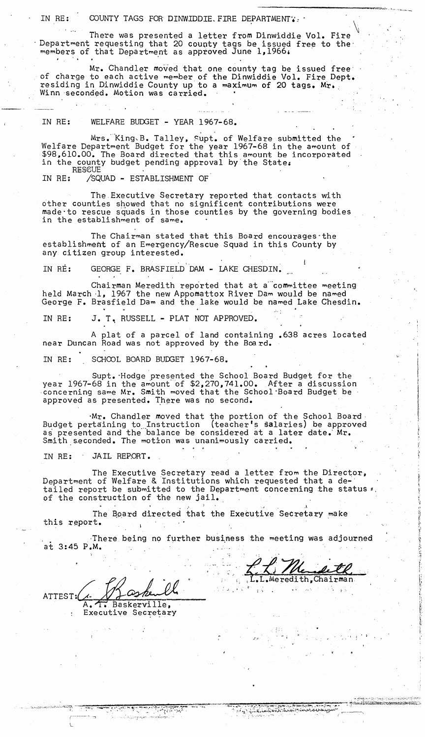IN RE: COUNTY TAGS FOR DINWIDDIE FIRE DEPARTMENT.

There was presented a letter from Dinwiddie Vol. Fire Department requesting that 20 county tags be issued free to the members of that Department as approved June 1,1966.

Mr. Chandler moved that one county tag be issued free of charge to each active member of the Dinwiddie Vol. Fire Dept. residing in Dinwiddie County up to a maximum of 20 tags. Mr. Winn seconded. Motion was carried.

IN RE: WELFARE BUDGET - YEAR 1967-68.

Mrs. King B. Talley, Supt. of Welfare submitted the Welfare Department Budget for the year 1967-68 in the amount of $98,610.00. The Board directed that this amount be incorporated in the county budget pending approval by the State.

IN RE: RESCUE SQUAD - ESTABLISHMENT OF

The Executive Secretary reported that contacts with other counties showed that no significent contributions were made to rescue squads in those counties by the governing bodies in the establishment of same.

The Chairman stated that this Board encourages the establishment of an Emergency/Rescue Squad in this County by any citizen group interested.

IN RE: GEORGE F. BRASFIELD DAM - LAKE CHESDIN.

Chairman Meredith reported that at a committee meeting held March 1, 1967 the new Appomattox River Dam would be named George F. Brasfield Dam and the lake would be named Lake Chesdin.

IN RE: J. T. RUSSELL - PLAT NOT APPROVED.

A plat of a parcel of land containing .638 acres located near Duncan Road was not approved by the Board.

IN RE: SCHOOL BOARD BUDGET 1967-68.

Supt. Hodge presented the School Board Budget for the year 1967-68 in the amount of $2,270,741.00. After a discussion concerning same Mr. Smith moved that the School Board Budget be approved as presented. There was no second.

Mr. Chandler moved that the portion of the School Board Budget pertaining to Instruction (teacher's salaries) be approved as presented and the balance be considered at a later date. Mr. Smith seconded. The motion was unanimously carried.

IN RE: JAIL REPORT.

The Executive Secretary read a letter from the Director, Department of Welfare & Institutions which requested that a detailed report be submitted to the Department concerning the status of the construction of the new jail.

The Board directed that the Executive Secretary make this report.

There being no further business the meeting was adjourned at 3:45 P.M.

L. L. Meredith, Chairman

ATTEST: A. T. Baskerville, Executive Secretary